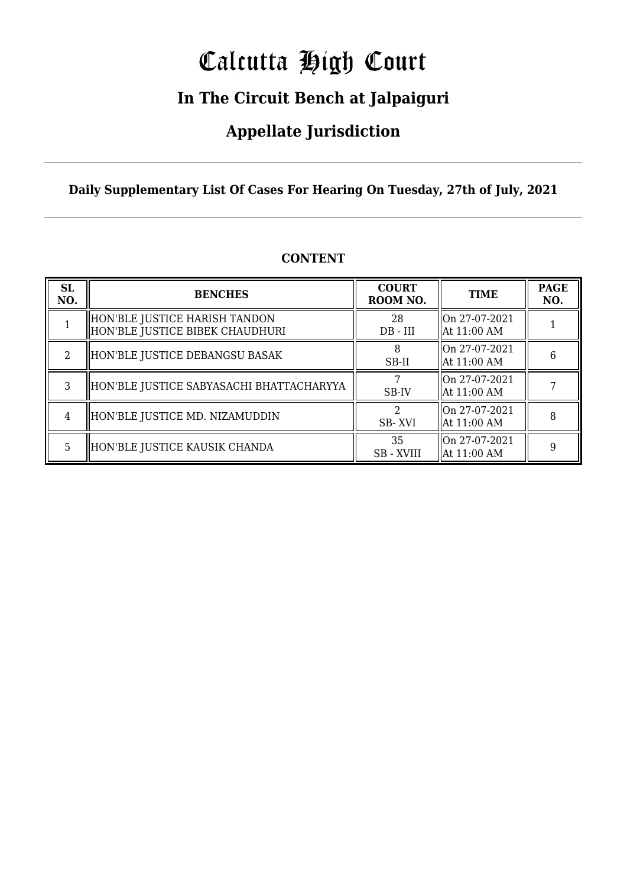# Calcutta High Court

## In The Circuit Bench at Jalpaiguri

## Appellate Jurisdiction

**Daily Supplementary List Of Cases For Hearing On Tuesday, 27th of July, 2021**

**CONTENT**

| SL NO. | BENCHES | COURT ROOM NO. | TIME | PAGE NO. |
|---|---|---|---|---|
| 1 | HON'BLE JUSTICE HARISH TANDON<br>HON'BLE JUSTICE BIBEK CHAUDHURI | 28<br>DB - III | On 27-07-2021<br>At 11:00 AM | 1 |
| 2 | HON'BLE JUSTICE DEBANGSU BASAK | 8<br>SB-II | On 27-07-2021<br>At 11:00 AM | 6 |
| 3 | HON'BLE JUSTICE SABYASACHI BHATTACHARYYA | 7<br>SB-IV | On 27-07-2021<br>At 11:00 AM | 7 |
| 4 | HON'BLE JUSTICE MD. NIZAMUDDIN | 2<br>SB- XVI | On 27-07-2021<br>At 11:00 AM | 8 |
| 5 | HON'BLE JUSTICE KAUSIK CHANDA | 35<br>SB - XVIII | On 27-07-2021<br>At 11:00 AM | 9 |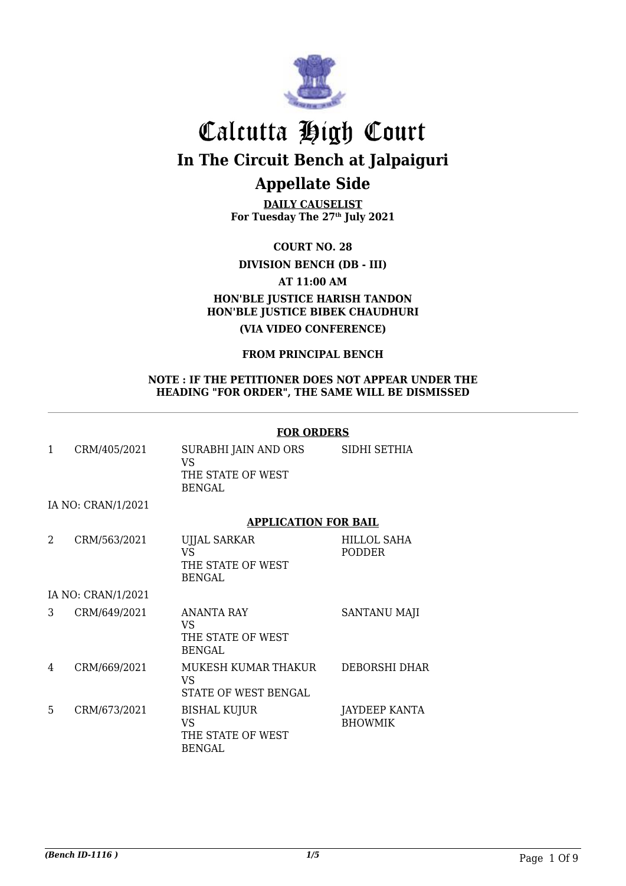# Calcutta High Court

## In The Circuit Bench at Jalpaiguri

## Appellate Side

**DAILY CAUSELIST**
**For Tuesday The 27th July 2021**

**COURT NO. 28**

**DIVISION BENCH (DB - III)**

**AT 11:00 AM**

**HON'BLE JUSTICE HARISH TANDON**
**HON'BLE JUSTICE BIBEK CHAUDHURI**

**(VIA VIDEO CONFERENCE)**

**FROM PRINCIPAL BENCH**

**NOTE : IF THE PETITIONER DOES NOT APPEAR UNDER THE HEADING "FOR ORDER", THE SAME WILL BE DISMISSED**

**FOR ORDERS**

| | | | |
|---|---|---|---|
| 1 | CRM/405/2021 | SURABHI JAIN AND ORS VS THE STATE OF WEST BENGAL | SIDHI SETHIA |
| | IA NO: CRAN/1/2021 | | |

**APPLICATION FOR BAIL**

| | | | |
|---|---|---|---|
| 2 | CRM/563/2021 | UJJAL SARKAR VS THE STATE OF WEST BENGAL | HILLOL SAHA PODDER |
| | IA NO: CRAN/1/2021 | | |
| 3 | CRM/649/2021 | ANANTA RAY VS THE STATE OF WEST BENGAL | SANTANU MAJI |
| 4 | CRM/669/2021 | MUKESH KUMAR THAKUR VS STATE OF WEST BENGAL | DEBORSHI DHAR |
| 5 | CRM/673/2021 | BISHAL KUJUR VS THE STATE OF WEST BENGAL | JAYDEEP KANTA BHOWMIK |

*(Bench ID-1116 )*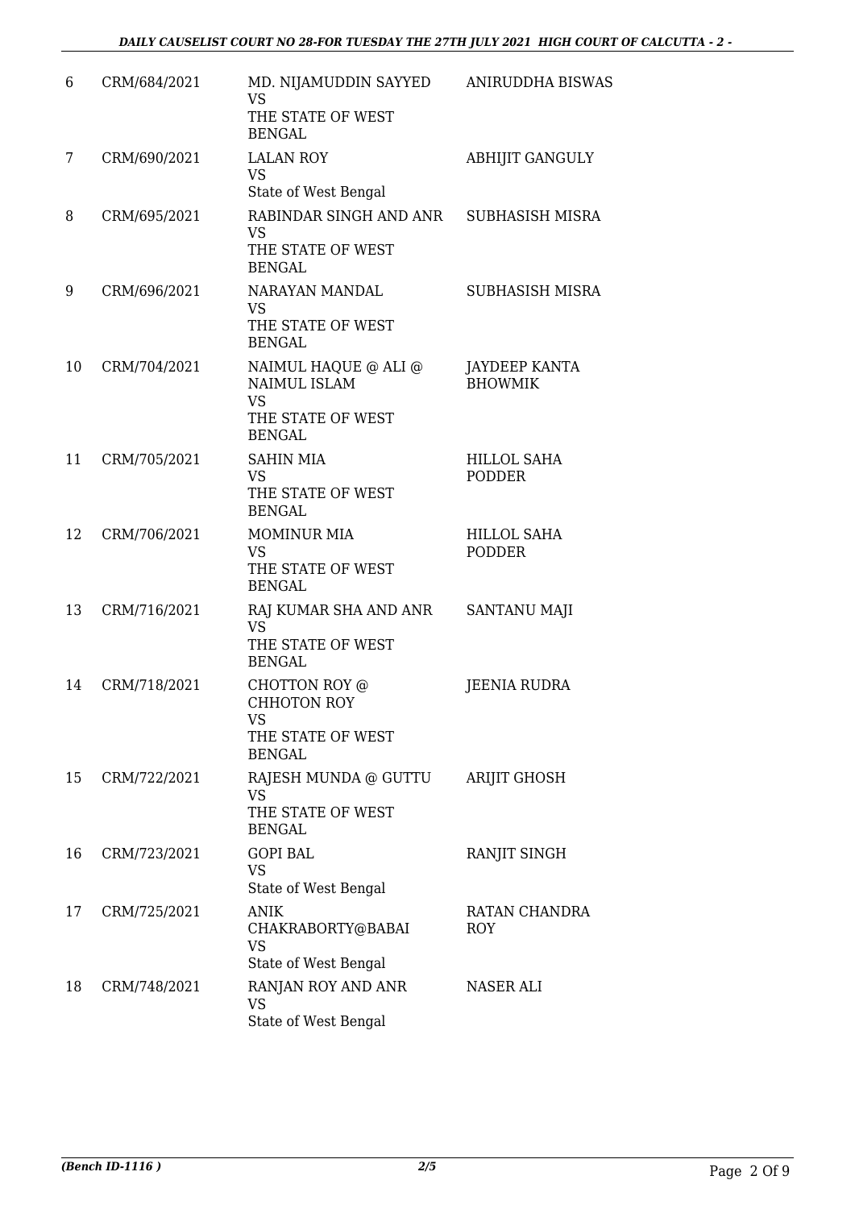| | | | |
|---|---|---|---|
| 6 | CRM/684/2021 | MD. NIJAMUDDIN SAYYED<br>VS<br>THE STATE OF WEST BENGAL | ANIRUDDHA BISWAS |
| 7 | CRM/690/2021 | LALAN ROY<br>VS<br>State of West Bengal | ABHIJIT GANGULY |
| 8 | CRM/695/2021 | RABINDAR SINGH AND ANR<br>VS<br>THE STATE OF WEST BENGAL | SUBHASISH MISRA |
| 9 | CRM/696/2021 | NARAYAN MANDAL<br>VS<br>THE STATE OF WEST BENGAL | SUBHASISH MISRA |
| 10 | CRM/704/2021 | NAIMUL HAQUE @ ALI @ NAIMUL ISLAM<br>VS<br>THE STATE OF WEST BENGAL | JAYDEEP KANTA BHOWMIK |
| 11 | CRM/705/2021 | SAHIN MIA<br>VS<br>THE STATE OF WEST BENGAL | HILLOL SAHA PODDER |
| 12 | CRM/706/2021 | MOMINUR MIA<br>VS<br>THE STATE OF WEST BENGAL | HILLOL SAHA PODDER |
| 13 | CRM/716/2021 | RAJ KUMAR SHA AND ANR<br>VS<br>THE STATE OF WEST BENGAL | SANTANU MAJI |
| 14 | CRM/718/2021 | CHOTTON ROY @ CHHOTON ROY<br>VS<br>THE STATE OF WEST BENGAL | JEENIA RUDRA |
| 15 | CRM/722/2021 | RAJESH MUNDA @ GUTTU<br>VS<br>THE STATE OF WEST BENGAL | ARIJIT GHOSH |
| 16 | CRM/723/2021 | GOPI BAL<br>VS<br>State of West Bengal | RANJIT SINGH |
| 17 | CRM/725/2021 | ANIK CHAKRABORTY@BABAI<br>VS<br>State of West Bengal | RATAN CHANDRA ROY |
| 18 | CRM/748/2021 | RANJAN ROY AND ANR<br>VS<br>State of West Bengal | NASER ALI |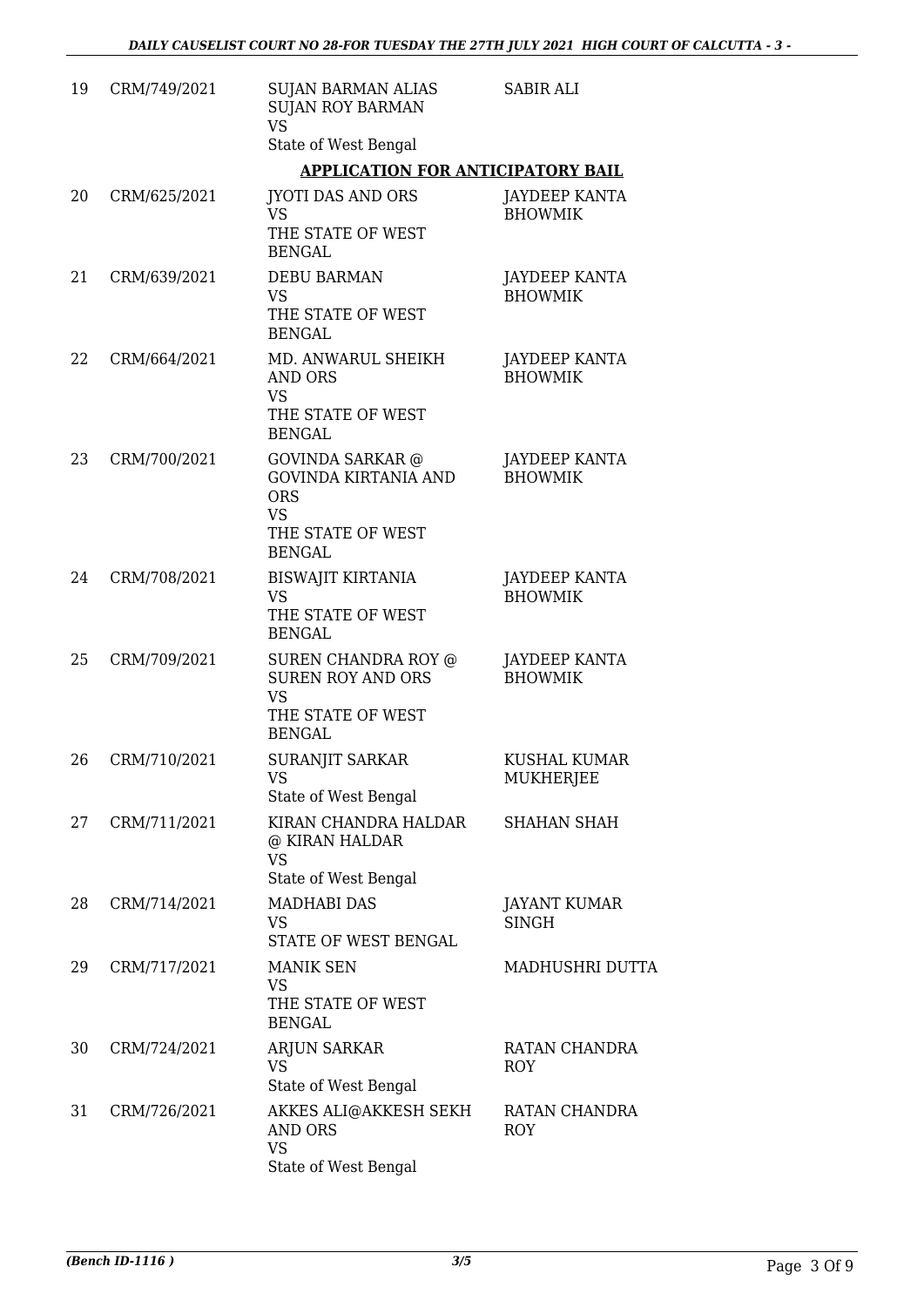| 19 | CRM/749/2021 | SUJAN BARMAN ALIAS SUJAN ROY BARMAN VS State of West Bengal | SABIR ALI |
|---|---|---|---|

**APPLICATION FOR ANTICIPATORY BAIL**

| | | | |
|---|---|---|---|
| 20 | CRM/625/2021 | JYOTI DAS AND ORS VS THE STATE OF WEST BENGAL | JAYDEEP KANTA BHOWMIK |
| 21 | CRM/639/2021 | DEBU BARMAN VS THE STATE OF WEST BENGAL | JAYDEEP KANTA BHOWMIK |
| 22 | CRM/664/2021 | MD. ANWARUL SHEIKH AND ORS VS THE STATE OF WEST BENGAL | JAYDEEP KANTA BHOWMIK |
| 23 | CRM/700/2021 | GOVINDA SARKAR @ GOVINDA KIRTANIA AND ORS VS THE STATE OF WEST BENGAL | JAYDEEP KANTA BHOWMIK |
| 24 | CRM/708/2021 | BISWAJIT KIRTANIA VS THE STATE OF WEST BENGAL | JAYDEEP KANTA BHOWMIK |
| 25 | CRM/709/2021 | SUREN CHANDRA ROY @ SUREN ROY AND ORS VS THE STATE OF WEST BENGAL | JAYDEEP KANTA BHOWMIK |
| 26 | CRM/710/2021 | SURANJIT SARKAR VS State of West Bengal | KUSHAL KUMAR MUKHERJEE |
| 27 | CRM/711/2021 | KIRAN CHANDRA HALDAR @ KIRAN HALDAR VS State of West Bengal | SHAHAN SHAH |
| 28 | CRM/714/2021 | MADHABI DAS VS STATE OF WEST BENGAL | JAYANT KUMAR SINGH |
| 29 | CRM/717/2021 | MANIK SEN VS THE STATE OF WEST BENGAL | MADHUSHRI DUTTA |
| 30 | CRM/724/2021 | ARJUN SARKAR VS State of West Bengal | RATAN CHANDRA ROY |
| 31 | CRM/726/2021 | AKKES ALI@AKKESH SEKH AND ORS VS State of West Bengal | RATAN CHANDRA ROY |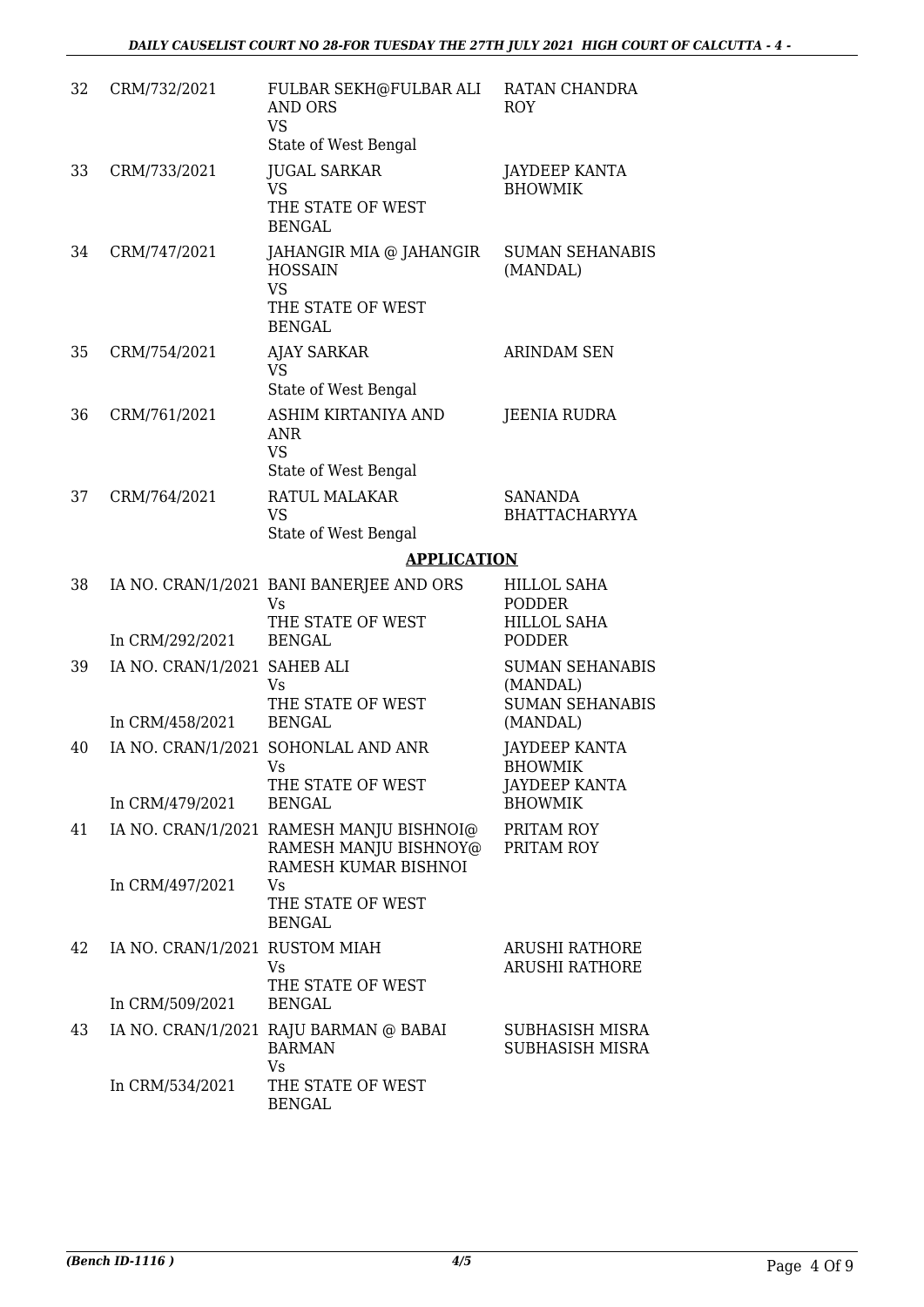| 32 | CRM/732/2021 | FULBAR SEKH@FULBAR ALI AND ORS<br>VS<br>State of West Bengal | RATAN CHANDRA ROY |
|---|---|---|---|
| 33 | CRM/733/2021 | JUGAL SARKAR<br>VS<br>THE STATE OF WEST BENGAL | JAYDEEP KANTA BHOWMIK |
| 34 | CRM/747/2021 | JAHANGIR MIA @ JAHANGIR HOSSAIN<br>VS<br>THE STATE OF WEST BENGAL | SUMAN SEHANABIS (MANDAL) |
| 35 | CRM/754/2021 | AJAY SARKAR<br>VS<br>State of West Bengal | ARINDAM SEN |
| 36 | CRM/761/2021 | ASHIM KIRTANIYA AND ANR<br>VS<br>State of West Bengal | JEENIA RUDRA |
| 37 | CRM/764/2021 | RATUL MALAKAR<br>VS<br>State of West Bengal | SANANDA BHATTACHARYYA |

## APPLICATION

| 38 | IA NO. CRAN/1/2021<br>In CRM/292/2021 | BANI BANERJEE AND ORS<br>Vs<br>THE STATE OF WEST BENGAL | HILLOL SAHA PODDER<br>HILLOL SAHA PODDER |
|---|---|---|---|
| 39 | IA NO. CRAN/1/2021<br>In CRM/458/2021 | SAHEB ALI<br>Vs<br>THE STATE OF WEST BENGAL | SUMAN SEHANABIS (MANDAL)<br>SUMAN SEHANABIS (MANDAL) |
| 40 | IA NO. CRAN/1/2021<br>In CRM/479/2021 | SOHONLAL AND ANR<br>Vs<br>THE STATE OF WEST BENGAL | JAYDEEP KANTA BHOWMIK<br>JAYDEEP KANTA BHOWMIK |
| 41 | IA NO. CRAN/1/2021<br>In CRM/497/2021 | RAMESH MANJU BISHNOI@ RAMESH MANJU BISHNOY@ RAMESH KUMAR BISHNOI<br>Vs<br>THE STATE OF WEST BENGAL | PRITAM ROY<br>PRITAM ROY |
| 42 | IA NO. CRAN/1/2021<br>In CRM/509/2021 | RUSTOM MIAH<br>Vs<br>THE STATE OF WEST BENGAL | ARUSHI RATHORE<br>ARUSHI RATHORE |
| 43 | IA NO. CRAN/1/2021<br>In CRM/534/2021 | RAJU BARMAN @ BABAI BARMAN<br>Vs<br>THE STATE OF WEST BENGAL | SUBHASISH MISRA<br>SUBHASISH MISRA |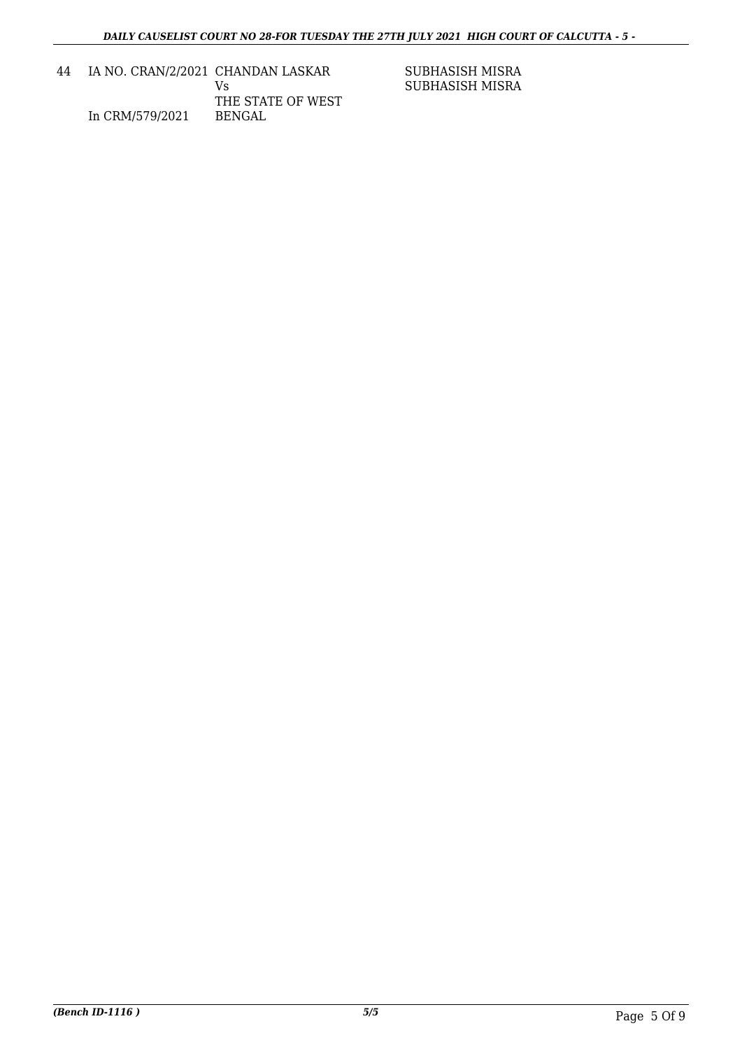| | | | |
|---|---|---|---|
| 44 | IA NO. CRAN/2/2021<br><br><br>In CRM/579/2021 | CHANDAN LASKAR<br>Vs<br>THE STATE OF WEST<br>BENGAL | SUBHASISH MISRA<br>SUBHASISH MISRA |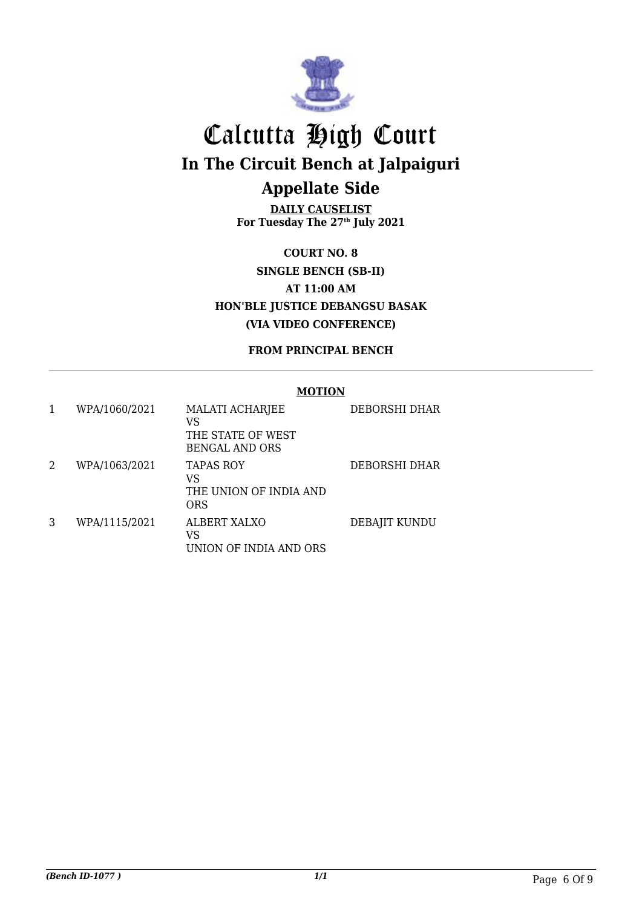# Calcutta High Court

## In The Circuit Bench at Jalpaiguri

## Appellate Side

**DAILY CAUSELIST**
**For Tuesday The 27th July 2021**

**COURT NO. 8**
**SINGLE BENCH (SB-II)**
**AT 11:00 AM**
**HON'BLE JUSTICE DEBANGSU BASAK**
**(VIA VIDEO CONFERENCE)**

**FROM PRINCIPAL BENCH**

**MOTION**

| | | | |
|---|---|---|---|
| 1 | WPA/1060/2021 | MALATI ACHARJEE<br>VS<br>THE STATE OF WEST BENGAL AND ORS | DEBORSHI DHAR |
| 2 | WPA/1063/2021 | TAPAS ROY<br>VS<br>THE UNION OF INDIA AND ORS | DEBORSHI DHAR |
| 3 | WPA/1115/2021 | ALBERT XALXO<br>VS<br>UNION OF INDIA AND ORS | DEBAJIT KUNDU |

*(Bench ID-1077 )*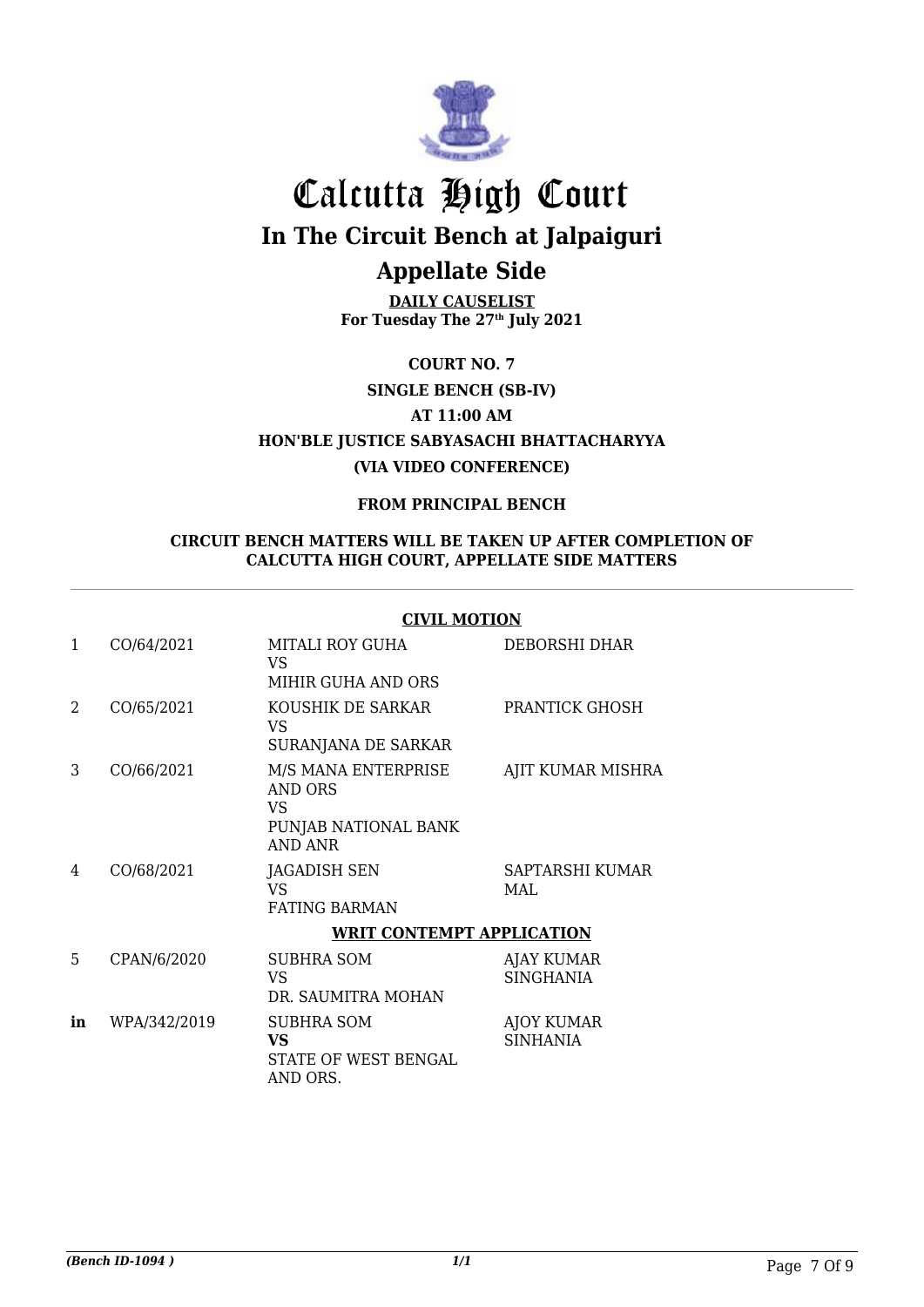# Calcutta High Court

## In The Circuit Bench at Jalpaiguri

## Appellate Side

**DAILY CAUSELIST**
**For Tuesday The 27th July 2021**

**COURT NO. 7**

**SINGLE BENCH (SB-IV)**

**AT 11:00 AM**

**HON'BLE JUSTICE SABYASACHI BHATTACHARYYA**

**(VIA VIDEO CONFERENCE)**

**FROM PRINCIPAL BENCH**

**CIRCUIT BENCH MATTERS WILL BE TAKEN UP AFTER COMPLETION OF CALCUTTA HIGH COURT, APPELLATE SIDE MATTERS**

---

**CIVIL MOTION**

| | | | |
|---|---|---|---|
| 1 | CO/64/2021 | MITALI ROY GUHA<br>VS<br>MIHIR GUHA AND ORS | DEBORSHI DHAR |
| 2 | CO/65/2021 | KOUSHIK DE SARKAR<br>VS<br>SURANJANA DE SARKAR | PRANTICK GHOSH |
| 3 | CO/66/2021 | M/S MANA ENTERPRISE AND ORS<br>VS<br>PUNJAB NATIONAL BANK AND ANR | AJIT KUMAR MISHRA |
| 4 | CO/68/2021 | JAGADISH SEN<br>VS<br>FATING BARMAN | SAPTARSHI KUMAR MAL |

**WRIT CONTEMPT APPLICATION**

| | | | |
|---|---|---|---|
| 5 | CPAN/6/2020 | SUBHRA SOM<br>VS<br>DR. SAUMITRA MOHAN | AJAY KUMAR SINGHANIA |
| **in** | WPA/342/2019 | SUBHRA SOM<br>**VS**<br>STATE OF WEST BENGAL AND ORS. | AJOY KUMAR SINHANIA |

*(Bench ID-1094 )*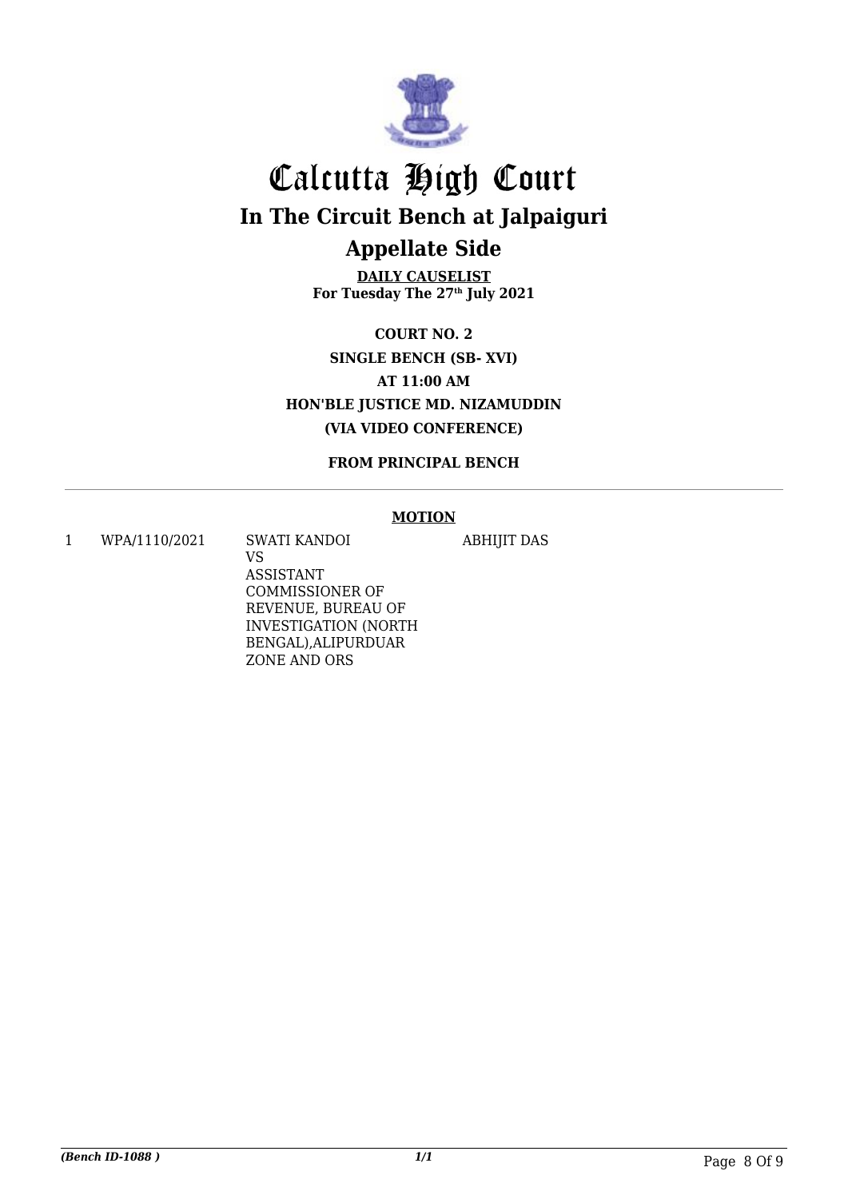# Calcutta High Court

## In The Circuit Bench at Jalpaiguri

## Appellate Side

**DAILY CAUSELIST**
**For Tuesday The 27th July 2021**

**COURT NO. 2**
**SINGLE BENCH (SB- XVI)**
**AT 11:00 AM**
**HON'BLE JUSTICE MD. NIZAMUDDIN**
**(VIA VIDEO CONFERENCE)**

**FROM PRINCIPAL BENCH**

**MOTION**

| | | | |
|---|---|---|---|
| 1 | WPA/1110/2021 | SWATI KANDOI VS ASSISTANT COMMISSIONER OF REVENUE, BUREAU OF INVESTIGATION (NORTH BENGAL),ALIPURDUAR ZONE AND ORS | ABHIJIT DAS |

*(Bench ID-1088 )* *1/1*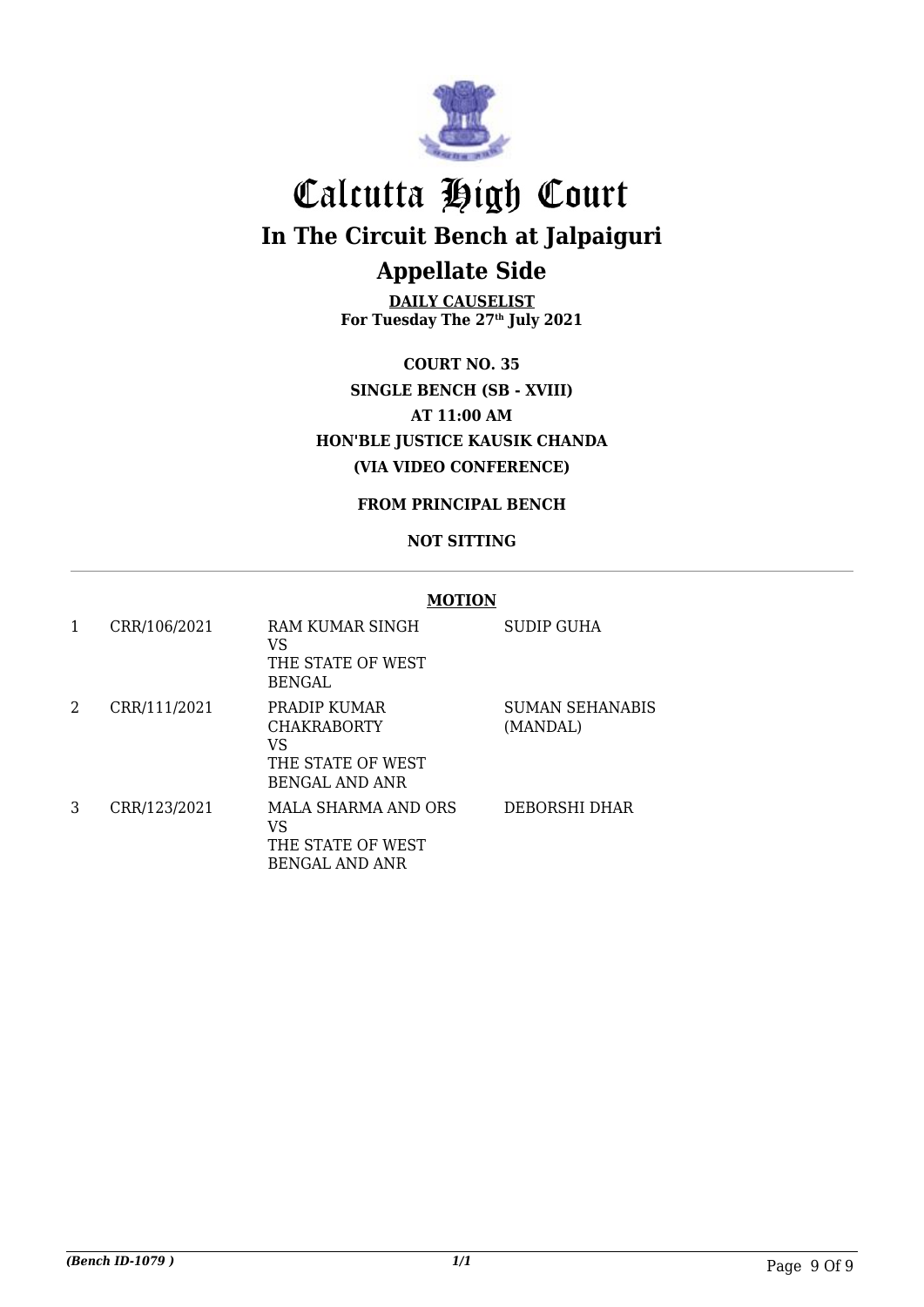# Calcutta High Court

## In The Circuit Bench at Jalpaiguri

## Appellate Side

**DAILY CAUSELIST**
**For Tuesday The 27th July 2021**

**COURT NO. 35**
**SINGLE BENCH (SB - XVIII)**
**AT 11:00 AM**
**HON'BLE JUSTICE KAUSIK CHANDA**
**(VIA VIDEO CONFERENCE)**

**FROM PRINCIPAL BENCH**

**NOT SITTING**

**MOTION**

| | | | |
|---|---|---|---|
| 1 | CRR/106/2021 | RAM KUMAR SINGH VS THE STATE OF WEST BENGAL | SUDIP GUHA |
| 2 | CRR/111/2021 | PRADIP KUMAR CHAKRABORTY VS THE STATE OF WEST BENGAL AND ANR | SUMAN SEHANABIS (MANDAL) |
| 3 | CRR/123/2021 | MALA SHARMA AND ORS VS THE STATE OF WEST BENGAL AND ANR | DEBORSHI DHAR |

*(Bench ID-1079 )* *1/1*